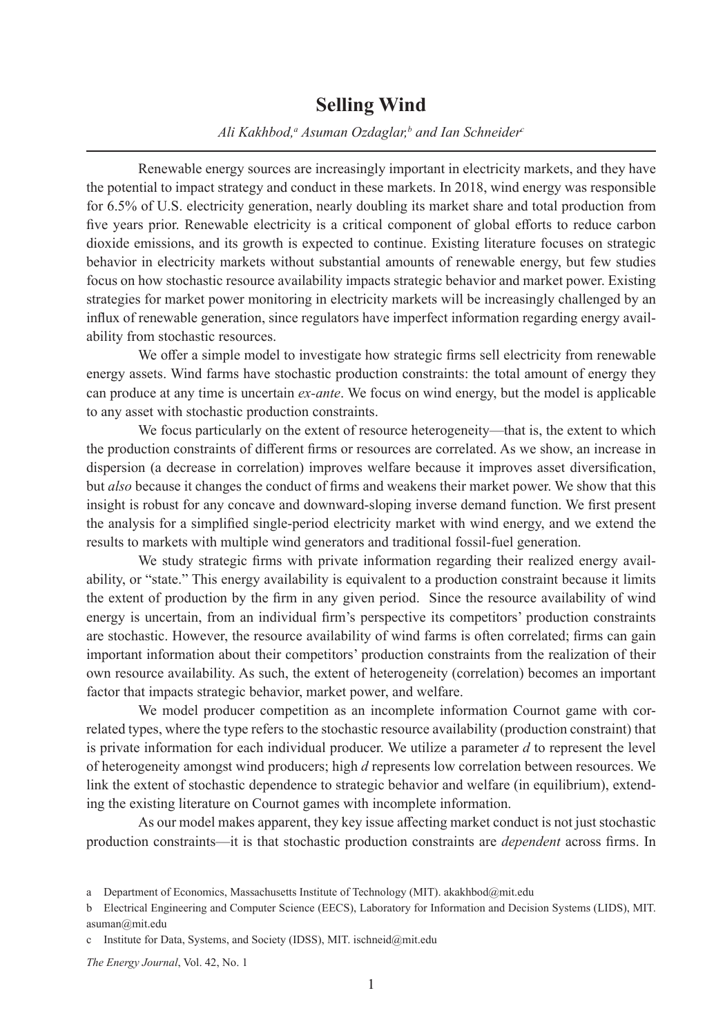# Selling Wind

*Ali Kakhbod,[a] Asuman Ozdaglar,[b] and Ian Schneider[c]*

---

Renewable energy sources are increasingly important in electricity markets, and they have the potential to impact strategy and conduct in these markets. In 2018, wind energy was responsible for 6.5% of U.S. electricity generation, nearly doubling its market share and total production from five years prior. Renewable electricity is a critical component of global efforts to reduce carbon dioxide emissions, and its growth is expected to continue. Existing literature focuses on strategic behavior in electricity markets without substantial amounts of renewable energy, but few studies focus on how stochastic resource availability impacts strategic behavior and market power. Existing strategies for market power monitoring in electricity markets will be increasingly challenged by an influx of renewable generation, since regulators have imperfect information regarding energy availability from stochastic resources.

We offer a simple model to investigate how strategic firms sell electricity from renewable energy assets. Wind farms have stochastic production constraints: the total amount of energy they can produce at any time is uncertain *ex-ante*. We focus on wind energy, but the model is applicable to any asset with stochastic production constraints.

We focus particularly on the extent of resource heterogeneity—that is, the extent to which the production constraints of different firms or resources are correlated. As we show, an increase in dispersion (a decrease in correlation) improves welfare because it improves asset diversification, but *also* because it changes the conduct of firms and weakens their market power. We show that this insight is robust for any concave and downward-sloping inverse demand function. We first present the analysis for a simplified single-period electricity market with wind energy, and we extend the results to markets with multiple wind generators and traditional fossil-fuel generation.

We study strategic firms with private information regarding their realized energy availability, or "state." This energy availability is equivalent to a production constraint because it limits the extent of production by the firm in any given period. Since the resource availability of wind energy is uncertain, from an individual firm's perspective its competitors' production constraints are stochastic. However, the resource availability of wind farms is often correlated; firms can gain important information about their competitors' production constraints from the realization of their own resource availability. As such, the extent of heterogeneity (correlation) becomes an important factor that impacts strategic behavior, market power, and welfare.

We model producer competition as an incomplete information Cournot game with correlated types, where the type refers to the stochastic resource availability (production constraint) that is private information for each individual producer. We utilize a parameter $d$ to represent the level of heterogeneity amongst wind producers; high $d$ represents low correlation between resources. We link the extent of stochastic dependence to strategic behavior and welfare (in equilibrium), extending the existing literature on Cournot games with incomplete information.

As our model makes apparent, they key issue affecting market conduct is not just stochastic production constraints—it is that stochastic production constraints are *dependent* across firms. In

---

a Department of Economics, Massachusetts Institute of Technology (MIT). akakhbod@mit.edu

b Electrical Engineering and Computer Science (EECS), Laboratory for Information and Decision Systems (LIDS), MIT. asuman@mit.edu

c Institute for Data, Systems, and Society (IDSS), MIT. ischneid@mit.edu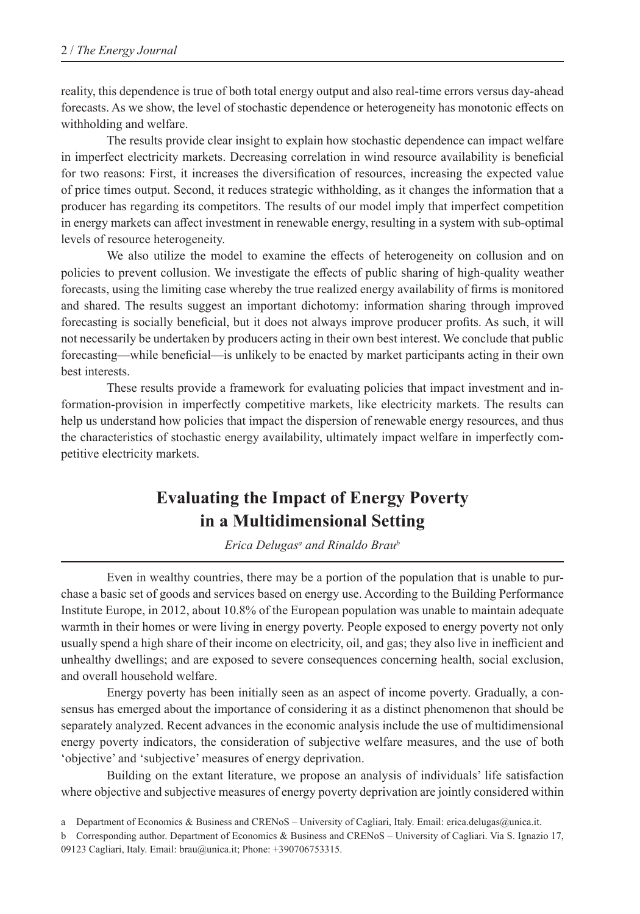reality, this dependence is true of both total energy output and also real-time errors versus day-ahead forecasts. As we show, the level of stochastic dependence or heterogeneity has monotonic effects on withholding and welfare.

The results provide clear insight to explain how stochastic dependence can impact welfare in imperfect electricity markets. Decreasing correlation in wind resource availability is beneficial for two reasons: First, it increases the diversification of resources, increasing the expected value of price times output. Second, it reduces strategic withholding, as it changes the information that a producer has regarding its competitors. The results of our model imply that imperfect competition in energy markets can affect investment in renewable energy, resulting in a system with sub-optimal levels of resource heterogeneity.

We also utilize the model to examine the effects of heterogeneity on collusion and on policies to prevent collusion. We investigate the effects of public sharing of high-quality weather forecasts, using the limiting case whereby the true realized energy availability of firms is monitored and shared. The results suggest an important dichotomy: information sharing through improved forecasting is socially beneficial, but it does not always improve producer profits. As such, it will not necessarily be undertaken by producers acting in their own best interest. We conclude that public forecasting—while beneficial—is unlikely to be enacted by market participants acting in their own best interests.

These results provide a framework for evaluating policies that impact investment and information-provision in imperfectly competitive markets, like electricity markets. The results can help us understand how policies that impact the dispersion of renewable energy resources, and thus the characteristics of stochastic energy availability, ultimately impact welfare in imperfectly competitive electricity markets.

## Evaluating the Impact of Energy Poverty in a Multidimensional Setting

*Erica Delugas[a] and Rinaldo Brau[b]*

Even in wealthy countries, there may be a portion of the population that is unable to purchase a basic set of goods and services based on energy use. According to the Building Performance Institute Europe, in 2012, about 10.8% of the European population was unable to maintain adequate warmth in their homes or were living in energy poverty. People exposed to energy poverty not only usually spend a high share of their income on electricity, oil, and gas; they also live in inefficient and unhealthy dwellings; and are exposed to severe consequences concerning health, social exclusion, and overall household welfare.

Energy poverty has been initially seen as an aspect of income poverty. Gradually, a consensus has emerged about the importance of considering it as a distinct phenomenon that should be separately analyzed. Recent advances in the economic analysis include the use of multidimensional energy poverty indicators, the consideration of subjective welfare measures, and the use of both 'objective' and 'subjective' measures of energy deprivation.

Building on the extant literature, we propose an analysis of individuals' life satisfaction where objective and subjective measures of energy poverty deprivation are jointly considered within

a Department of Economics & Business and CRENoS – University of Cagliari, Italy. Email: erica.delugas@unica.it.

b Corresponding author. Department of Economics & Business and CRENoS – University of Cagliari. Via S. Ignazio 17, 09123 Cagliari, Italy. Email: brau@unica.it; Phone: +390706753315.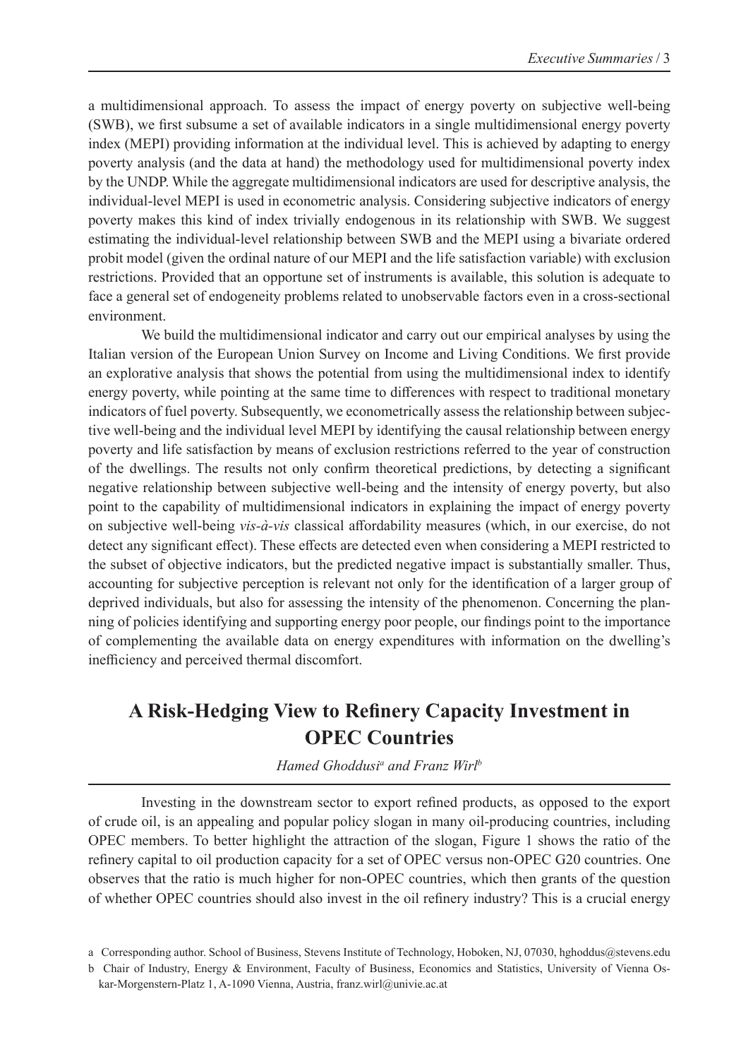a multidimensional approach. To assess the impact of energy poverty on subjective well-being (SWB), we first subsume a set of available indicators in a single multidimensional energy poverty index (MEPI) providing information at the individual level. This is achieved by adapting to energy poverty analysis (and the data at hand) the methodology used for multidimensional poverty index by the UNDP. While the aggregate multidimensional indicators are used for descriptive analysis, the individual-level MEPI is used in econometric analysis. Considering subjective indicators of energy poverty makes this kind of index trivially endogenous in its relationship with SWB. We suggest estimating the individual-level relationship between SWB and the MEPI using a bivariate ordered probit model (given the ordinal nature of our MEPI and the life satisfaction variable) with exclusion restrictions. Provided that an opportune set of instruments is available, this solution is adequate to face a general set of endogeneity problems related to unobservable factors even in a cross-sectional environment.

We build the multidimensional indicator and carry out our empirical analyses by using the Italian version of the European Union Survey on Income and Living Conditions. We first provide an explorative analysis that shows the potential from using the multidimensional index to identify energy poverty, while pointing at the same time to differences with respect to traditional monetary indicators of fuel poverty. Subsequently, we econometrically assess the relationship between subjective well-being and the individual level MEPI by identifying the causal relationship between energy poverty and life satisfaction by means of exclusion restrictions referred to the year of construction of the dwellings. The results not only confirm theoretical predictions, by detecting a significant negative relationship between subjective well-being and the intensity of energy poverty, but also point to the capability of multidimensional indicators in explaining the impact of energy poverty on subjective well-being *vis-à-vis* classical affordability measures (which, in our exercise, do not detect any significant effect). These effects are detected even when considering a MEPI restricted to the subset of objective indicators, but the predicted negative impact is substantially smaller. Thus, accounting for subjective perception is relevant not only for the identification of a larger group of deprived individuals, but also for assessing the intensity of the phenomenon. Concerning the planning of policies identifying and supporting energy poor people, our findings point to the importance of complementing the available data on energy expenditures with information on the dwelling's inefficiency and perceived thermal discomfort.

## A Risk-Hedging View to Refinery Capacity Investment in OPEC Countries

*Hamed Ghoddusi[a] and Franz Wirl[b]*

Investing in the downstream sector to export refined products, as opposed to the export of crude oil, is an appealing and popular policy slogan in many oil-producing countries, including OPEC members. To better highlight the attraction of the slogan, Figure 1 shows the ratio of the refinery capital to oil production capacity for a set of OPEC versus non-OPEC G20 countries. One observes that the ratio is much higher for non-OPEC countries, which then grants of the question of whether OPEC countries should also invest in the oil refinery industry? This is a crucial energy

a Corresponding author. School of Business, Stevens Institute of Technology, Hoboken, NJ, 07030, hghoddus@stevens.edu

b Chair of Industry, Energy & Environment, Faculty of Business, Economics and Statistics, University of Vienna Oskar-Morgenstern-Platz 1, A-1090 Vienna, Austria, franz.wirl@univie.ac.at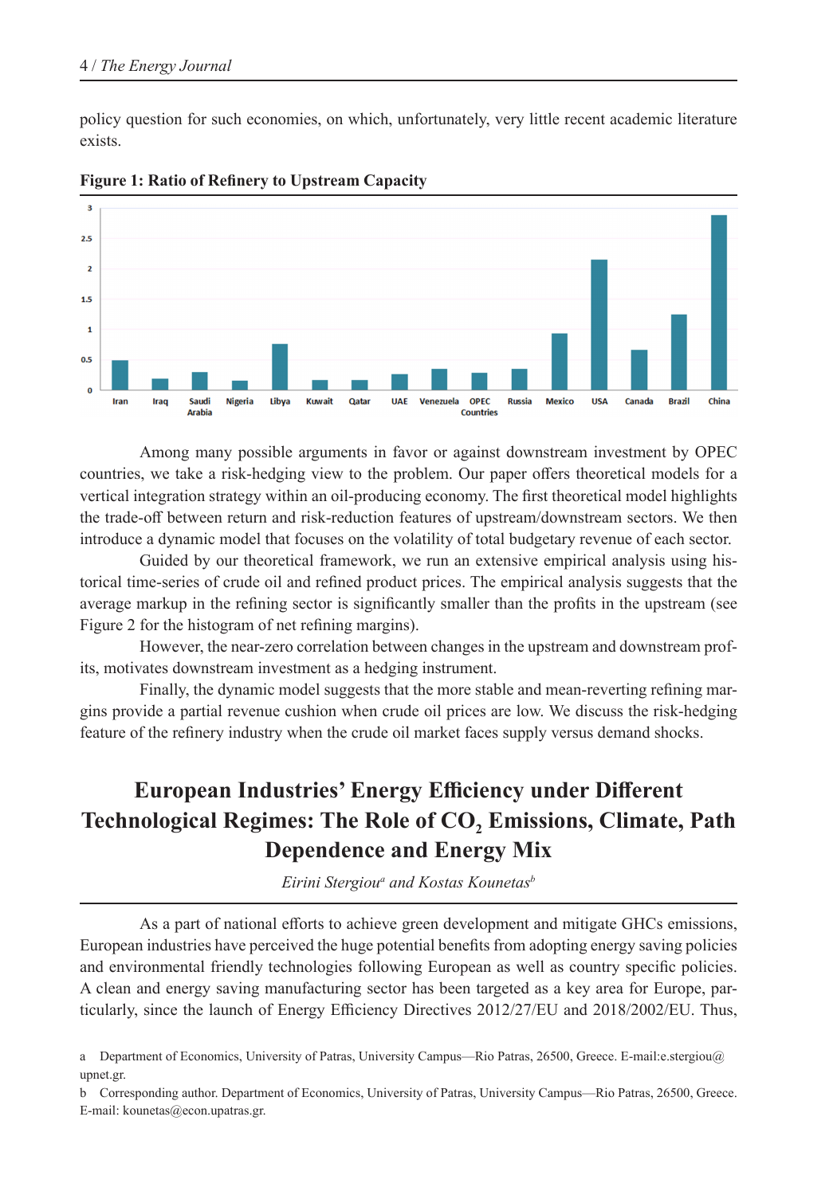policy question for such economies, on which, unfortunately, very little recent academic literature exists.

**Figure 1: Ratio of Refinery to Upstream Capacity**

Among many possible arguments in favor or against downstream investment by OPEC countries, we take a risk-hedging view to the problem. Our paper offers theoretical models for a vertical integration strategy within an oil-producing economy. The first theoretical model highlights the trade-off between return and risk-reduction features of upstream/downstream sectors. We then introduce a dynamic model that focuses on the volatility of total budgetary revenue of each sector.

Guided by our theoretical framework, we run an extensive empirical analysis using historical time-series of crude oil and refined product prices. The empirical analysis suggests that the average markup in the refining sector is significantly smaller than the profits in the upstream (see Figure 2 for the histogram of net refining margins).

However, the near-zero correlation between changes in the upstream and downstream profits, motivates downstream investment as a hedging instrument.

Finally, the dynamic model suggests that the more stable and mean-reverting refining margins provide a partial revenue cushion when crude oil prices are low. We discuss the risk-hedging feature of the refinery industry when the crude oil market faces supply versus demand shocks.

## European Industries' Energy Efficiency under Different Technological Regimes: The Role of $CO_2$ Emissions, Climate, Path Dependence and Energy Mix

*Eirini Stergiou[a] and Kostas Kounetas[b]*

As a part of national efforts to achieve green development and mitigate GHCs emissions, European industries have perceived the huge potential benefits from adopting energy saving policies and environmental friendly technologies following European as well as country specific policies. A clean and energy saving manufacturing sector has been targeted as a key area for Europe, particularly, since the launch of Energy Efficiency Directives 2012/27/EU and 2018/2002/EU. Thus,

a Department of Economics, University of Patras, University Campus—Rio Patras, 26500, Greece. E-mail:e.stergiou@upnet.gr.

b Corresponding author. Department of Economics, University of Patras, University Campus—Rio Patras, 26500, Greece. E-mail: kounetas@econ.upatras.gr.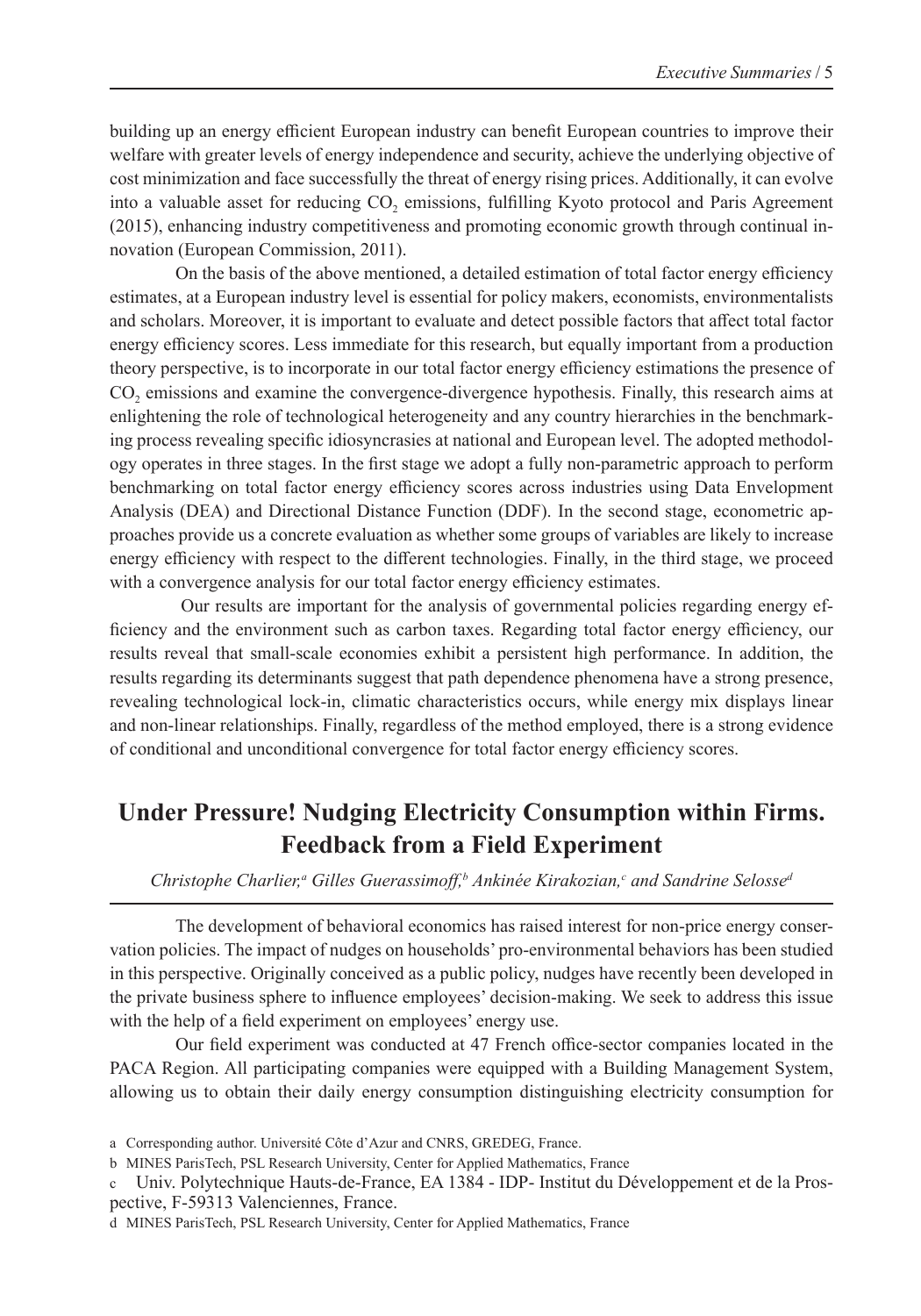building up an energy efficient European industry can benefit European countries to improve their welfare with greater levels of energy independence and security, achieve the underlying objective of cost minimization and face successfully the threat of energy rising prices. Additionally, it can evolve into a valuable asset for reducing $CO_2$ emissions, fulfilling Kyoto protocol and Paris Agreement (2015), enhancing industry competitiveness and promoting economic growth through continual innovation (European Commission, 2011).

On the basis of the above mentioned, a detailed estimation of total factor energy efficiency estimates, at a European industry level is essential for policy makers, economists, environmentalists and scholars. Moreover, it is important to evaluate and detect possible factors that affect total factor energy efficiency scores. Less immediate for this research, but equally important from a production theory perspective, is to incorporate in our total factor energy efficiency estimations the presence of $CO_2$ emissions and examine the convergence-divergence hypothesis. Finally, this research aims at enlightening the role of technological heterogeneity and any country hierarchies in the benchmarking process revealing specific idiosyncrasies at national and European level. The adopted methodology operates in three stages. In the first stage we adopt a fully non-parametric approach to perform benchmarking on total factor energy efficiency scores across industries using Data Envelopment Analysis (DEA) and Directional Distance Function (DDF). In the second stage, econometric approaches provide us a concrete evaluation as whether some groups of variables are likely to increase energy efficiency with respect to the different technologies. Finally, in the third stage, we proceed with a convergence analysis for our total factor energy efficiency estimates.

Our results are important for the analysis of governmental policies regarding energy efficiency and the environment such as carbon taxes. Regarding total factor energy efficiency, our results reveal that small-scale economies exhibit a persistent high performance. In addition, the results regarding its determinants suggest that path dependence phenomena have a strong presence, revealing technological lock-in, climatic characteristics occurs, while energy mix displays linear and non-linear relationships. Finally, regardless of the method employed, there is a strong evidence of conditional and unconditional convergence for total factor energy efficiency scores.

## Under Pressure! Nudging Electricity Consumption within Firms. Feedback from a Field Experiment

*Christophe Charlier,[a] Gilles Guerassimoff,[b] Ankinée Kirakozian,[c] and Sandrine Selosse[d]*

The development of behavioral economics has raised interest for non-price energy conservation policies. The impact of nudges on households' pro-environmental behaviors has been studied in this perspective. Originally conceived as a public policy, nudges have recently been developed in the private business sphere to influence employees' decision-making. We seek to address this issue with the help of a field experiment on employees' energy use.

Our field experiment was conducted at 47 French office-sector companies located in the PACA Region. All participating companies were equipped with a Building Management System, allowing us to obtain their daily energy consumption distinguishing electricity consumption for

a Corresponding author. Université Côte d'Azur and CNRS, GREDEG, France.

b MINES ParisTech, PSL Research University, Center for Applied Mathematics, France

c Univ. Polytechnique Hauts-de-France, EA 1384 - IDP- Institut du Développement et de la Prospective, F-59313 Valenciennes, France.

d MINES ParisTech, PSL Research University, Center for Applied Mathematics, France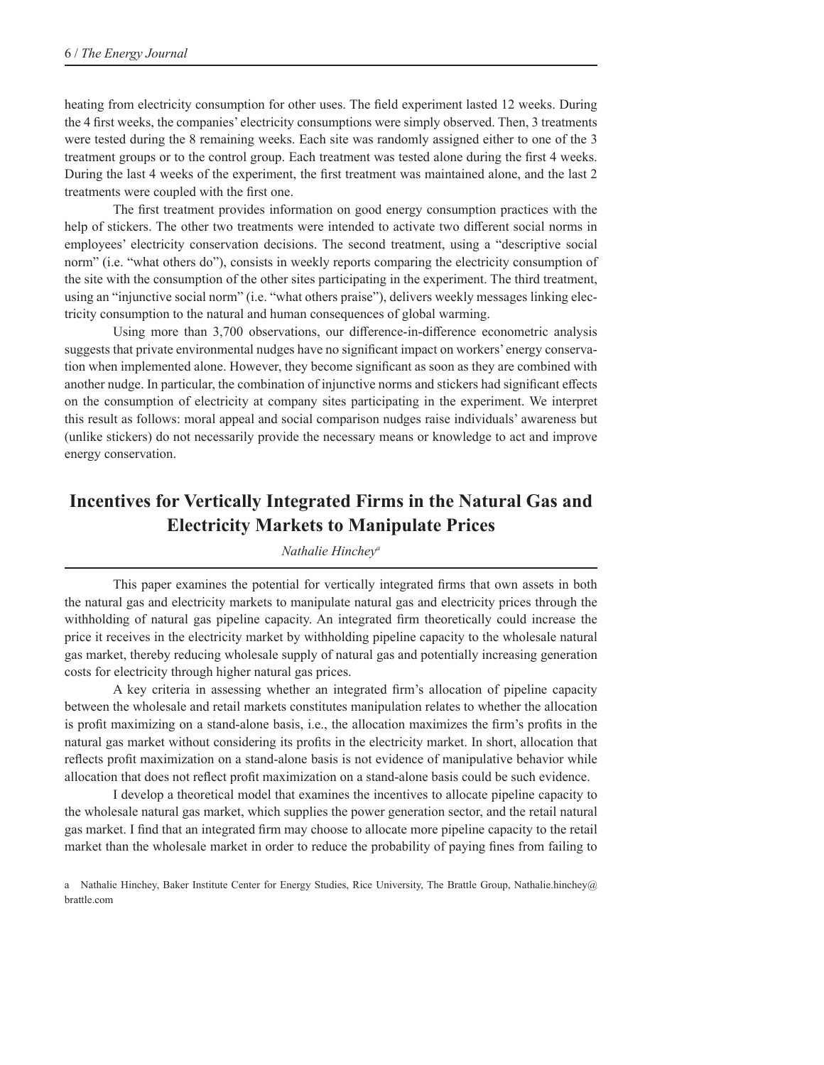heating from electricity consumption for other uses. The field experiment lasted 12 weeks. During the 4 first weeks, the companies' electricity consumptions were simply observed. Then, 3 treatments were tested during the 8 remaining weeks. Each site was randomly assigned either to one of the 3 treatment groups or to the control group. Each treatment was tested alone during the first 4 weeks. During the last 4 weeks of the experiment, the first treatment was maintained alone, and the last 2 treatments were coupled with the first one.

The first treatment provides information on good energy consumption practices with the help of stickers. The other two treatments were intended to activate two different social norms in employees' electricity conservation decisions. The second treatment, using a "descriptive social norm" (i.e. "what others do"), consists in weekly reports comparing the electricity consumption of the site with the consumption of the other sites participating in the experiment. The third treatment, using an "injunctive social norm" (i.e. "what others praise"), delivers weekly messages linking electricity consumption to the natural and human consequences of global warming.

Using more than 3,700 observations, our difference-in-difference econometric analysis suggests that private environmental nudges have no significant impact on workers' energy conservation when implemented alone. However, they become significant as soon as they are combined with another nudge. In particular, the combination of injunctive norms and stickers had significant effects on the consumption of electricity at company sites participating in the experiment. We interpret this result as follows: moral appeal and social comparison nudges raise individuals' awareness but (unlike stickers) do not necessarily provide the necessary means or knowledge to act and improve energy conservation.

## Incentives for Vertically Integrated Firms in the Natural Gas and Electricity Markets to Manipulate Prices

*Nathalie Hinchey*[a]

This paper examines the potential for vertically integrated firms that own assets in both the natural gas and electricity markets to manipulate natural gas and electricity prices through the withholding of natural gas pipeline capacity. An integrated firm theoretically could increase the price it receives in the electricity market by withholding pipeline capacity to the wholesale natural gas market, thereby reducing wholesale supply of natural gas and potentially increasing generation costs for electricity through higher natural gas prices.

A key criteria in assessing whether an integrated firm's allocation of pipeline capacity between the wholesale and retail markets constitutes manipulation relates to whether the allocation is profit maximizing on a stand-alone basis, i.e., the allocation maximizes the firm's profits in the natural gas market without considering its profits in the electricity market. In short, allocation that reflects profit maximization on a stand-alone basis is not evidence of manipulative behavior while allocation that does not reflect profit maximization on a stand-alone basis could be such evidence.

I develop a theoretical model that examines the incentives to allocate pipeline capacity to the wholesale natural gas market, which supplies the power generation sector, and the retail natural gas market. I find that an integrated firm may choose to allocate more pipeline capacity to the retail market than the wholesale market in order to reduce the probability of paying fines from failing to

[a] Nathalie Hinchey, Baker Institute Center for Energy Studies, Rice University, The Brattle Group, Nathalie.hinchey@brattle.com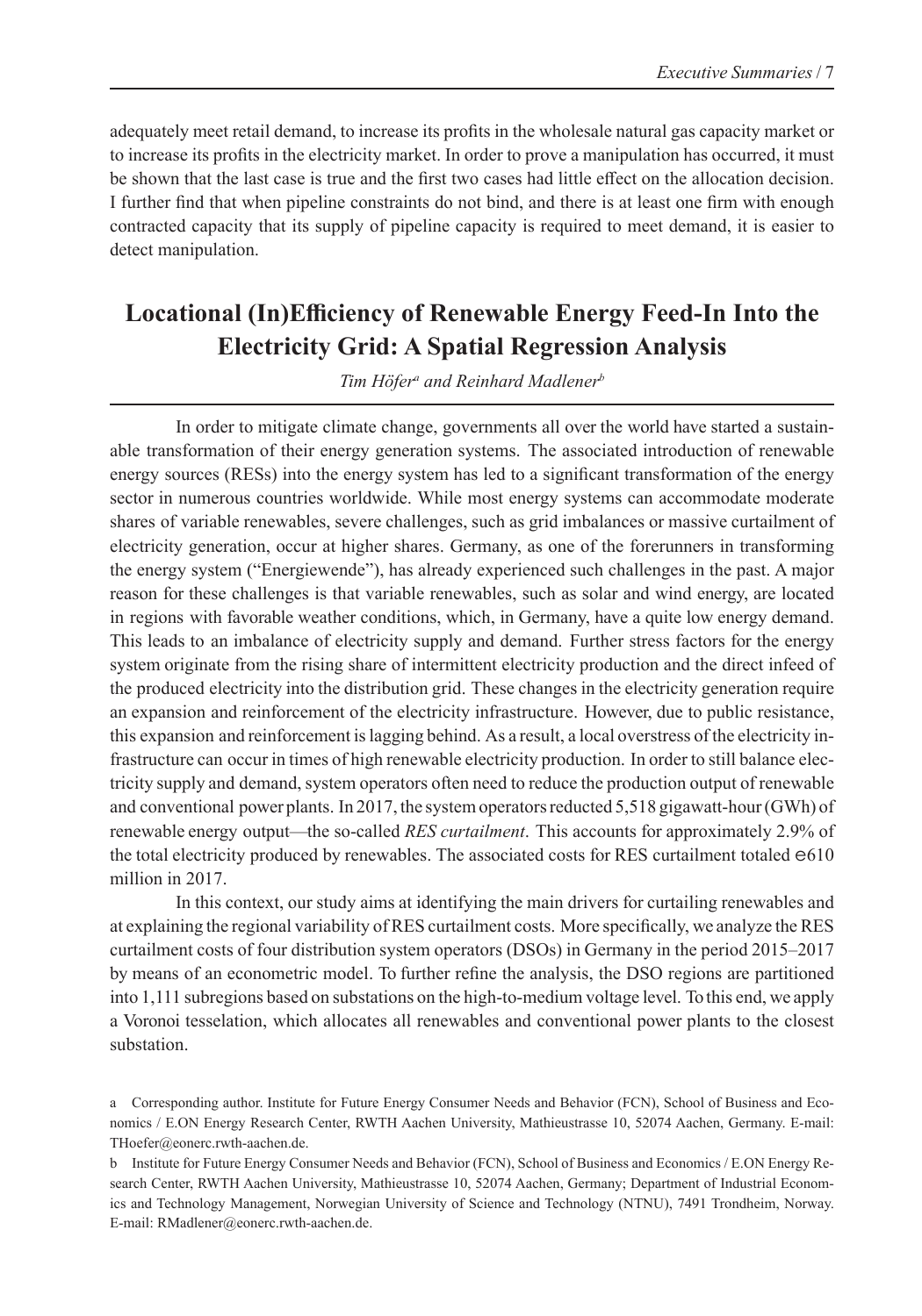adequately meet retail demand, to increase its profits in the wholesale natural gas capacity market or to increase its profits in the electricity market. In order to prove a manipulation has occurred, it must be shown that the last case is true and the first two cases had little effect on the allocation decision. I further find that when pipeline constraints do not bind, and there is at least one firm with enough contracted capacity that its supply of pipeline capacity is required to meet demand, it is easier to detect manipulation.

## Locational (In)Efficiency of Renewable Energy Feed-In Into the Electricity Grid: A Spatial Regression Analysis

*Tim Höfer*[a] *and Reinhard Madlener*[b]

In order to mitigate climate change, governments all over the world have started a sustainable transformation of their energy generation systems. The associated introduction of renewable energy sources (RESs) into the energy system has led to a significant transformation of the energy sector in numerous countries worldwide. While most energy systems can accommodate moderate shares of variable renewables, severe challenges, such as grid imbalances or massive curtailment of electricity generation, occur at higher shares. Germany, as one of the forerunners in transforming the energy system ("Energiewende"), has already experienced such challenges in the past. A major reason for these challenges is that variable renewables, such as solar and wind energy, are located in regions with favorable weather conditions, which, in Germany, have a quite low energy demand. This leads to an imbalance of electricity supply and demand. Further stress factors for the energy system originate from the rising share of intermittent electricity production and the direct infeed of the produced electricity into the distribution grid. These changes in the electricity generation require an expansion and reinforcement of the electricity infrastructure. However, due to public resistance, this expansion and reinforcement is lagging behind. As a result, a local overstress of the electricity infrastructure can occur in times of high renewable electricity production. In order to still balance electricity supply and demand, system operators often need to reduce the production output of renewable and conventional power plants. In 2017, the system operators reducted 5,518 gigawatt-hour (GWh) of renewable energy output—the so-called *RES curtailment*. This accounts for approximately 2.9% of the total electricity produced by renewables. The associated costs for RES curtailment totaled €610 million in 2017.

In this context, our study aims at identifying the main drivers for curtailing renewables and at explaining the regional variability of RES curtailment costs. More specifically, we analyze the RES curtailment costs of four distribution system operators (DSOs) in Germany in the period 2015–2017 by means of an econometric model. To further refine the analysis, the DSO regions are partitioned into 1,111 subregions based on substations on the high-to-medium voltage level. To this end, we apply a Voronoi tesselation, which allocates all renewables and conventional power plants to the closest substation.

a Corresponding author. Institute for Future Energy Consumer Needs and Behavior (FCN), School of Business and Economics / E.ON Energy Research Center, RWTH Aachen University, Mathieustrasse 10, 52074 Aachen, Germany. E-mail: THoefer@eonerc.rwth-aachen.de.

b Institute for Future Energy Consumer Needs and Behavior (FCN), School of Business and Economics / E.ON Energy Research Center, RWTH Aachen University, Mathieustrasse 10, 52074 Aachen, Germany; Department of Industrial Economics and Technology Management, Norwegian University of Science and Technology (NTNU), 7491 Trondheim, Norway. E-mail: RMadlener@eonerc.rwth-aachen.de.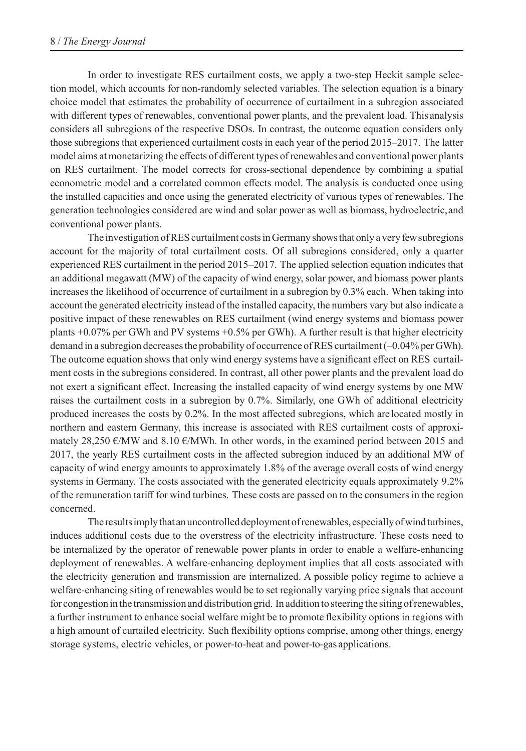In order to investigate RES curtailment costs, we apply a two-step Heckit sample selection model, which accounts for non-randomly selected variables. The selection equation is a binary choice model that estimates the probability of occurrence of curtailment in a subregion associated with different types of renewables, conventional power plants, and the prevalent load. This analysis considers all subregions of the respective DSOs. In contrast, the outcome equation considers only those subregions that experienced curtailment costs in each year of the period 2015–2017. The latter model aims at monetarizing the effects of different types of renewables and conventional power plants on RES curtailment. The model corrects for cross-sectional dependence by combining a spatial econometric model and a correlated common effects model. The analysis is conducted once using the installed capacities and once using the generated electricity of various types of renewables. The generation technologies considered are wind and solar power as well as biomass, hydroelectric, and conventional power plants.

The investigation of RES curtailment costs in Germany shows that only a very few subregions account for the majority of total curtailment costs. Of all subregions considered, only a quarter experienced RES curtailment in the period 2015–2017. The applied selection equation indicates that an additional megawatt (MW) of the capacity of wind energy, solar power, and biomass power plants increases the likelihood of occurrence of curtailment in a subregion by 0.3% each. When taking into account the generated electricity instead of the installed capacity, the numbers vary but also indicate a positive impact of these renewables on RES curtailment (wind energy systems and biomass power plants +0.07% per GWh and PV systems +0.5% per GWh). A further result is that higher electricity demand in a subregion decreases the probability of occurrence of RES curtailment (–0.04% per GWh). The outcome equation shows that only wind energy systems have a significant effect on RES curtailment costs in the subregions considered. In contrast, all other power plants and the prevalent load do not exert a significant effect. Increasing the installed capacity of wind energy systems by one MW raises the curtailment costs in a subregion by 0.7%. Similarly, one GWh of additional electricity produced increases the costs by 0.2%. In the most affected subregions, which are located mostly in northern and eastern Germany, this increase is associated with RES curtailment costs of approximately 28,250 €/MW and 8.10 €/MWh. In other words, in the examined period between 2015 and 2017, the yearly RES curtailment costs in the affected subregion induced by an additional MW of capacity of wind energy amounts to approximately 1.8% of the average overall costs of wind energy systems in Germany. The costs associated with the generated electricity equals approximately 9.2% of the remuneration tariff for wind turbines. These costs are passed on to the consumers in the region concerned.

The results imply that an uncontrolled deployment of renewables, especially of wind turbines, induces additional costs due to the overstress of the electricity infrastructure. These costs need to be internalized by the operator of renewable power plants in order to enable a welfare-enhancing deployment of renewables. A welfare-enhancing deployment implies that all costs associated with the electricity generation and transmission are internalized. A possible policy regime to achieve a welfare-enhancing siting of renewables would be to set regionally varying price signals that account for congestion in the transmission and distribution grid. In addition to steering the siting of renewables, a further instrument to enhance social welfare might be to promote flexibility options in regions with a high amount of curtailed electricity. Such flexibility options comprise, among other things, energy storage systems, electric vehicles, or power-to-heat and power-to-gas applications.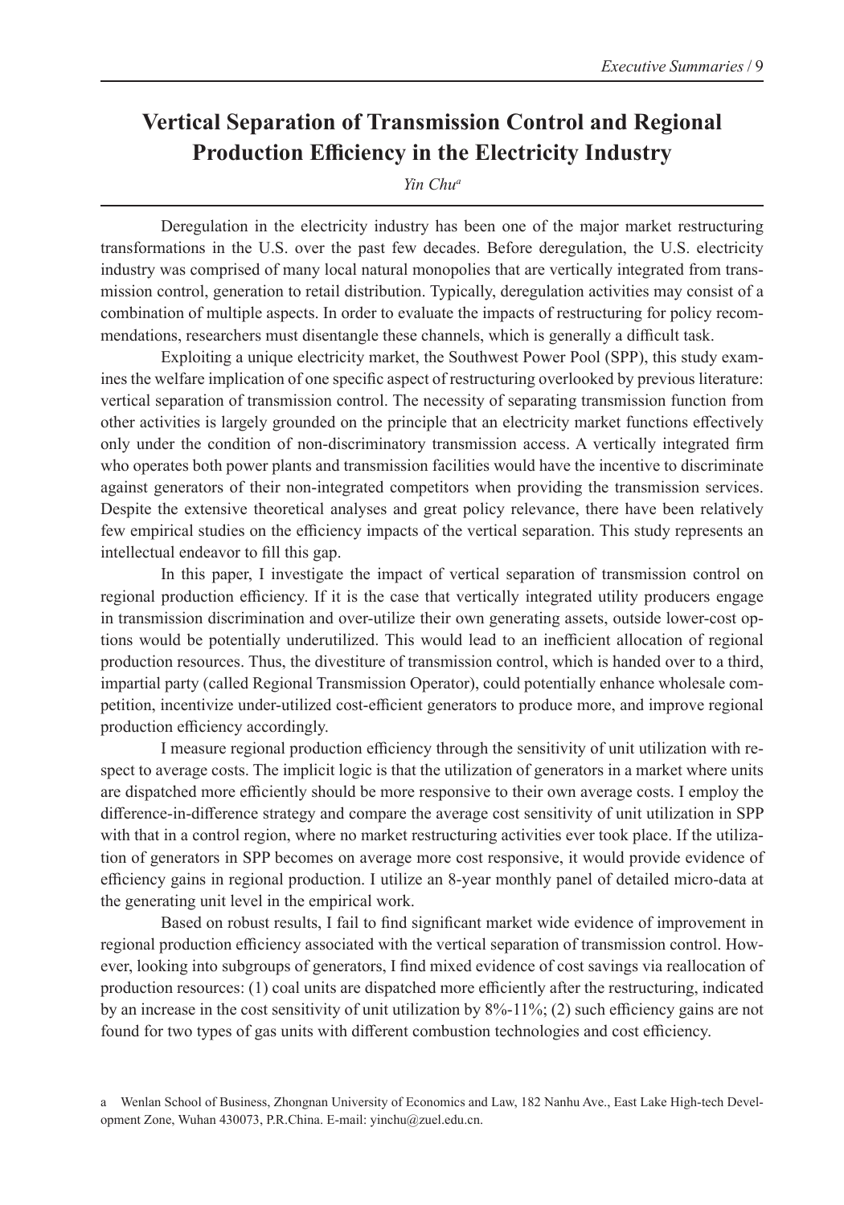# Vertical Separation of Transmission Control and Regional Production Efficiency in the Electricity Industry

*Yin Chu*[a]

Deregulation in the electricity industry has been one of the major market restructuring transformations in the U.S. over the past few decades. Before deregulation, the U.S. electricity industry was comprised of many local natural monopolies that are vertically integrated from transmission control, generation to retail distribution. Typically, deregulation activities may consist of a combination of multiple aspects. In order to evaluate the impacts of restructuring for policy recommendations, researchers must disentangle these channels, which is generally a difficult task.

Exploiting a unique electricity market, the Southwest Power Pool (SPP), this study examines the welfare implication of one specific aspect of restructuring overlooked by previous literature: vertical separation of transmission control. The necessity of separating transmission function from other activities is largely grounded on the principle that an electricity market functions effectively only under the condition of non-discriminatory transmission access. A vertically integrated firm who operates both power plants and transmission facilities would have the incentive to discriminate against generators of their non-integrated competitors when providing the transmission services. Despite the extensive theoretical analyses and great policy relevance, there have been relatively few empirical studies on the efficiency impacts of the vertical separation. This study represents an intellectual endeavor to fill this gap.

In this paper, I investigate the impact of vertical separation of transmission control on regional production efficiency. If it is the case that vertically integrated utility producers engage in transmission discrimination and over-utilize their own generating assets, outside lower-cost options would be potentially underutilized. This would lead to an inefficient allocation of regional production resources. Thus, the divestiture of transmission control, which is handed over to a third, impartial party (called Regional Transmission Operator), could potentially enhance wholesale competition, incentivize under-utilized cost-efficient generators to produce more, and improve regional production efficiency accordingly.

I measure regional production efficiency through the sensitivity of unit utilization with respect to average costs. The implicit logic is that the utilization of generators in a market where units are dispatched more efficiently should be more responsive to their own average costs. I employ the difference-in-difference strategy and compare the average cost sensitivity of unit utilization in SPP with that in a control region, where no market restructuring activities ever took place. If the utilization of generators in SPP becomes on average more cost responsive, it would provide evidence of efficiency gains in regional production. I utilize an 8-year monthly panel of detailed micro-data at the generating unit level in the empirical work.

Based on robust results, I fail to find significant market wide evidence of improvement in regional production efficiency associated with the vertical separation of transmission control. However, looking into subgroups of generators, I find mixed evidence of cost savings via reallocation of production resources: (1) coal units are dispatched more efficiently after the restructuring, indicated by an increase in the cost sensitivity of unit utilization by 8%-11%; (2) such efficiency gains are not found for two types of gas units with different combustion technologies and cost efficiency.

a Wenlan School of Business, Zhongnan University of Economics and Law, 182 Nanhu Ave., East Lake High-tech Development Zone, Wuhan 430073, P.R.China. E-mail: yinchu@zuel.edu.cn.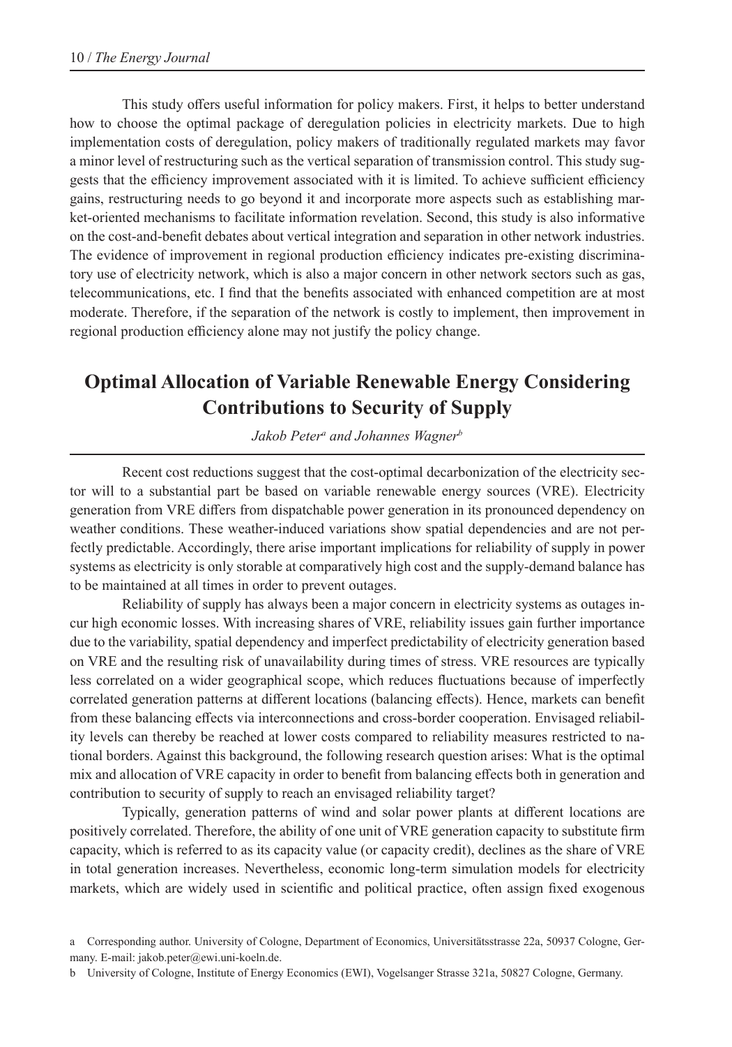This study offers useful information for policy makers. First, it helps to better understand how to choose the optimal package of deregulation policies in electricity markets. Due to high implementation costs of deregulation, policy makers of traditionally regulated markets may favor a minor level of restructuring such as the vertical separation of transmission control. This study suggests that the efficiency improvement associated with it is limited. To achieve sufficient efficiency gains, restructuring needs to go beyond it and incorporate more aspects such as establishing market-oriented mechanisms to facilitate information revelation. Second, this study is also informative on the cost-and-benefit debates about vertical integration and separation in other network industries. The evidence of improvement in regional production efficiency indicates pre-existing discriminatory use of electricity network, which is also a major concern in other network sectors such as gas, telecommunications, etc. I find that the benefits associated with enhanced competition are at most moderate. Therefore, if the separation of the network is costly to implement, then improvement in regional production efficiency alone may not justify the policy change.

## Optimal Allocation of Variable Renewable Energy Considering Contributions to Security of Supply

*Jakob Peter[a] and Johannes Wagner[b]*

Recent cost reductions suggest that the cost-optimal decarbonization of the electricity sector will to a substantial part be based on variable renewable energy sources (VRE). Electricity generation from VRE differs from dispatchable power generation in its pronounced dependency on weather conditions. These weather-induced variations show spatial dependencies and are not perfectly predictable. Accordingly, there arise important implications for reliability of supply in power systems as electricity is only storable at comparatively high cost and the supply-demand balance has to be maintained at all times in order to prevent outages.

Reliability of supply has always been a major concern in electricity systems as outages incur high economic losses. With increasing shares of VRE, reliability issues gain further importance due to the variability, spatial dependency and imperfect predictability of electricity generation based on VRE and the resulting risk of unavailability during times of stress. VRE resources are typically less correlated on a wider geographical scope, which reduces fluctuations because of imperfectly correlated generation patterns at different locations (balancing effects). Hence, markets can benefit from these balancing effects via interconnections and cross-border cooperation. Envisaged reliability levels can thereby be reached at lower costs compared to reliability measures restricted to national borders. Against this background, the following research question arises: What is the optimal mix and allocation of VRE capacity in order to benefit from balancing effects both in generation and contribution to security of supply to reach an envisaged reliability target?

Typically, generation patterns of wind and solar power plants at different locations are positively correlated. Therefore, the ability of one unit of VRE generation capacity to substitute firm capacity, which is referred to as its capacity value (or capacity credit), declines as the share of VRE in total generation increases. Nevertheless, economic long-term simulation models for electricity markets, which are widely used in scientific and political practice, often assign fixed exogenous

a Corresponding author. University of Cologne, Department of Economics, Universitätsstrasse 22a, 50937 Cologne, Germany. E-mail: jakob.peter@ewi.uni-koeln.de.

b University of Cologne, Institute of Energy Economics (EWI), Vogelsanger Strasse 321a, 50827 Cologne, Germany.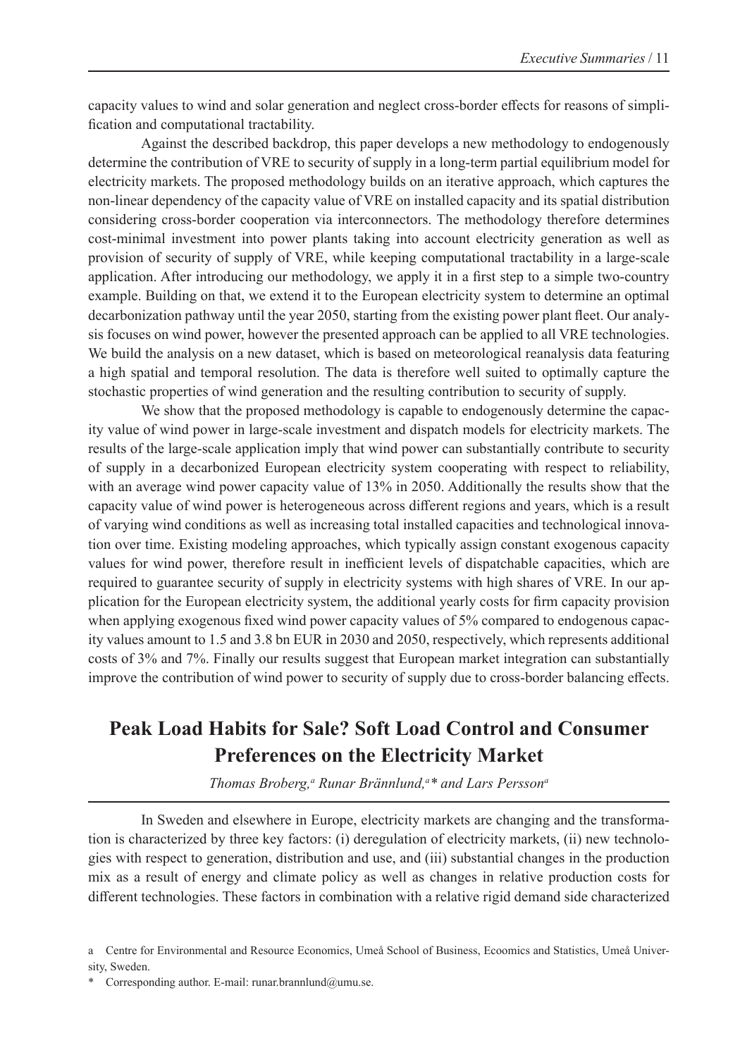capacity values to wind and solar generation and neglect cross-border effects for reasons of simplification and computational tractability.

Against the described backdrop, this paper develops a new methodology to endogenously determine the contribution of VRE to security of supply in a long-term partial equilibrium model for electricity markets. The proposed methodology builds on an iterative approach, which captures the non-linear dependency of the capacity value of VRE on installed capacity and its spatial distribution considering cross-border cooperation via interconnectors. The methodology therefore determines cost-minimal investment into power plants taking into account electricity generation as well as provision of security of supply of VRE, while keeping computational tractability in a large-scale application. After introducing our methodology, we apply it in a first step to a simple two-country example. Building on that, we extend it to the European electricity system to determine an optimal decarbonization pathway until the year 2050, starting from the existing power plant fleet. Our analysis focuses on wind power, however the presented approach can be applied to all VRE technologies. We build the analysis on a new dataset, which is based on meteorological reanalysis data featuring a high spatial and temporal resolution. The data is therefore well suited to optimally capture the stochastic properties of wind generation and the resulting contribution to security of supply.

We show that the proposed methodology is capable to endogenously determine the capacity value of wind power in large-scale investment and dispatch models for electricity markets. The results of the large-scale application imply that wind power can substantially contribute to security of supply in a decarbonized European electricity system cooperating with respect to reliability, with an average wind power capacity value of 13% in 2050. Additionally the results show that the capacity value of wind power is heterogeneous across different regions and years, which is a result of varying wind conditions as well as increasing total installed capacities and technological innovation over time. Existing modeling approaches, which typically assign constant exogenous capacity values for wind power, therefore result in inefficient levels of dispatchable capacities, which are required to guarantee security of supply in electricity systems with high shares of VRE. In our application for the European electricity system, the additional yearly costs for firm capacity provision when applying exogenous fixed wind power capacity values of 5% compared to endogenous capacity values amount to 1.5 and 3.8 bn EUR in 2030 and 2050, respectively, which represents additional costs of 3% and 7%. Finally our results suggest that European market integration can substantially improve the contribution of wind power to security of supply due to cross-border balancing effects.

## Peak Load Habits for Sale? Soft Load Control and Consumer Preferences on the Electricity Market

*Thomas Broberg,[a] Runar Brännlund,[a]\* and Lars Persson[a]*

In Sweden and elsewhere in Europe, electricity markets are changing and the transformation is characterized by three key factors: (i) deregulation of electricity markets, (ii) new technologies with respect to generation, distribution and use, and (iii) substantial changes in the production mix as a result of energy and climate policy as well as changes in relative production costs for different technologies. These factors in combination with a relative rigid demand side characterized

---

[a] Centre for Environmental and Resource Economics, Umeå School of Business, Ecoomics and Statistics, Umeå University, Sweden.

\* Corresponding author. E-mail: runar.brannlund@umu.se.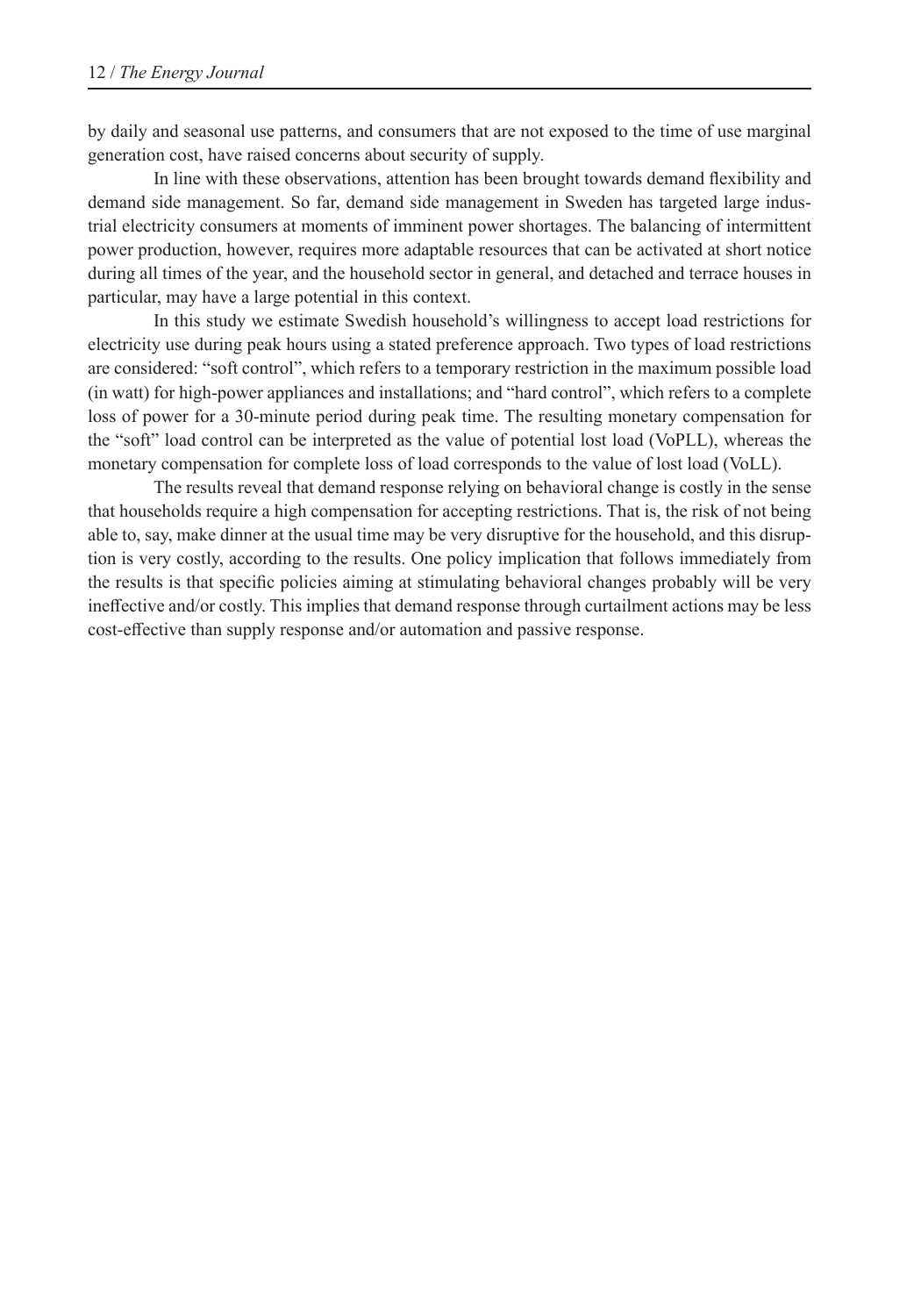by daily and seasonal use patterns, and consumers that are not exposed to the time of use marginal generation cost, have raised concerns about security of supply.

In line with these observations, attention has been brought towards demand flexibility and demand side management. So far, demand side management in Sweden has targeted large industrial electricity consumers at moments of imminent power shortages. The balancing of intermittent power production, however, requires more adaptable resources that can be activated at short notice during all times of the year, and the household sector in general, and detached and terrace houses in particular, may have a large potential in this context.

In this study we estimate Swedish household's willingness to accept load restrictions for electricity use during peak hours using a stated preference approach. Two types of load restrictions are considered: "soft control", which refers to a temporary restriction in the maximum possible load (in watt) for high-power appliances and installations; and "hard control", which refers to a complete loss of power for a 30-minute period during peak time. The resulting monetary compensation for the "soft" load control can be interpreted as the value of potential lost load (VoPLL), whereas the monetary compensation for complete loss of load corresponds to the value of lost load (VoLL).

The results reveal that demand response relying on behavioral change is costly in the sense that households require a high compensation for accepting restrictions. That is, the risk of not being able to, say, make dinner at the usual time may be very disruptive for the household, and this disruption is very costly, according to the results. One policy implication that follows immediately from the results is that specific policies aiming at stimulating behavioral changes probably will be very ineffective and/or costly. This implies that demand response through curtailment actions may be less cost-effective than supply response and/or automation and passive response.